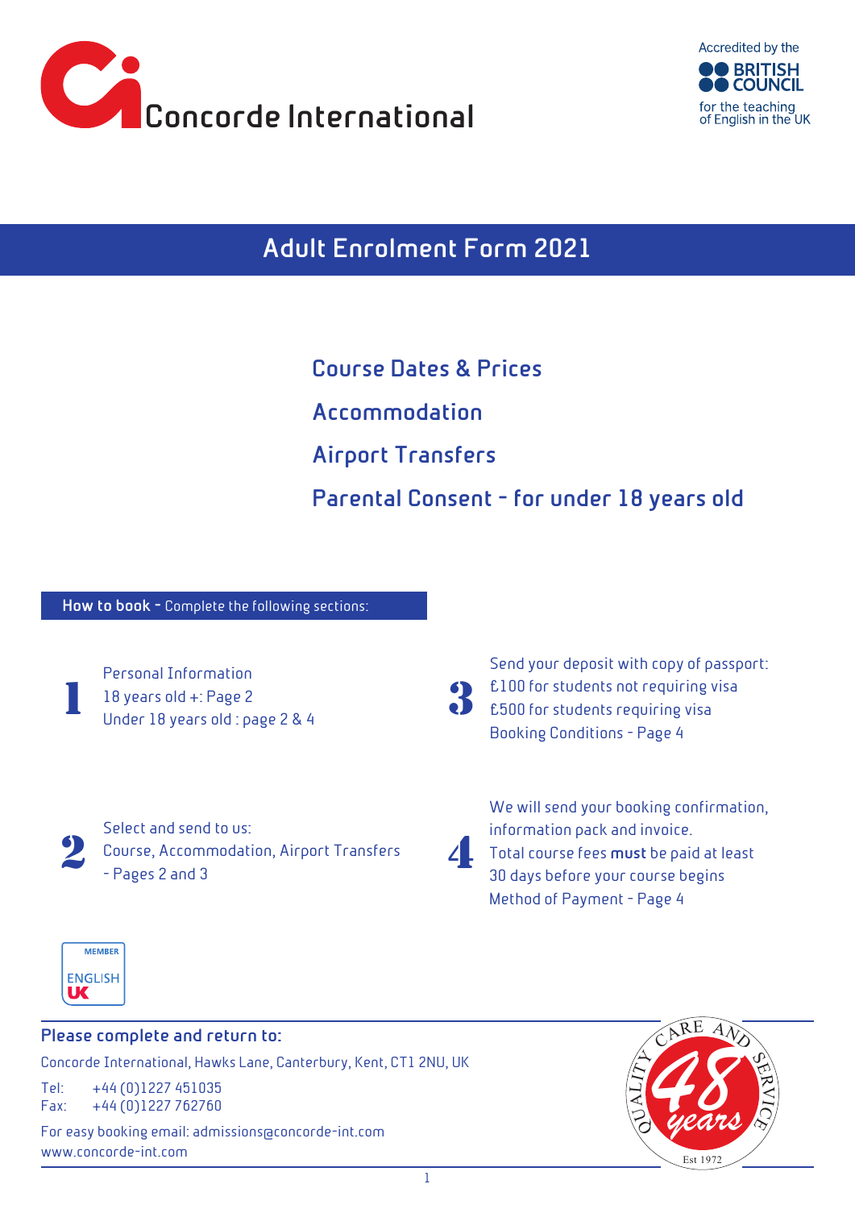Concorde International

Accredited by the BRITISH COUNCIL for the teaching of English in the UK

# Adult Enrolment Form 2021

## Course Dates & Prices

## Accommodation

## Airport Transfers

## Parental Consent - for under 18 years old

**How to book -** Complete the following sections:

**1**
Personal Information
18 years old +: Page 2
Under 18 years old : page 2 & 4

**2**
Select and send to us:
Course, Accommodation, Airport Transfers
- Pages 2 and 3

**3**
Send your deposit with copy of passport:
£100 for students not requiring visa
£500 for students requiring visa
Booking Conditions - Page 4

**4**
We will send your booking confirmation, information pack and invoice.
Total course fees **must** be paid at least 30 days before your course begins
Method of Payment - Page 4

MEMBER ENGLISH UK

### Please complete and return to:

Concorde International, Hawks Lane, Canterbury, Kent, CT1 2NU, UK

Tel: +44 (0)1227 451035
Fax: +44 (0)1227 762760

For easy booking email: admissions@concorde-int.com
www.concorde-int.com

QUALITY CARE AND SERVICE 48 years Est 1972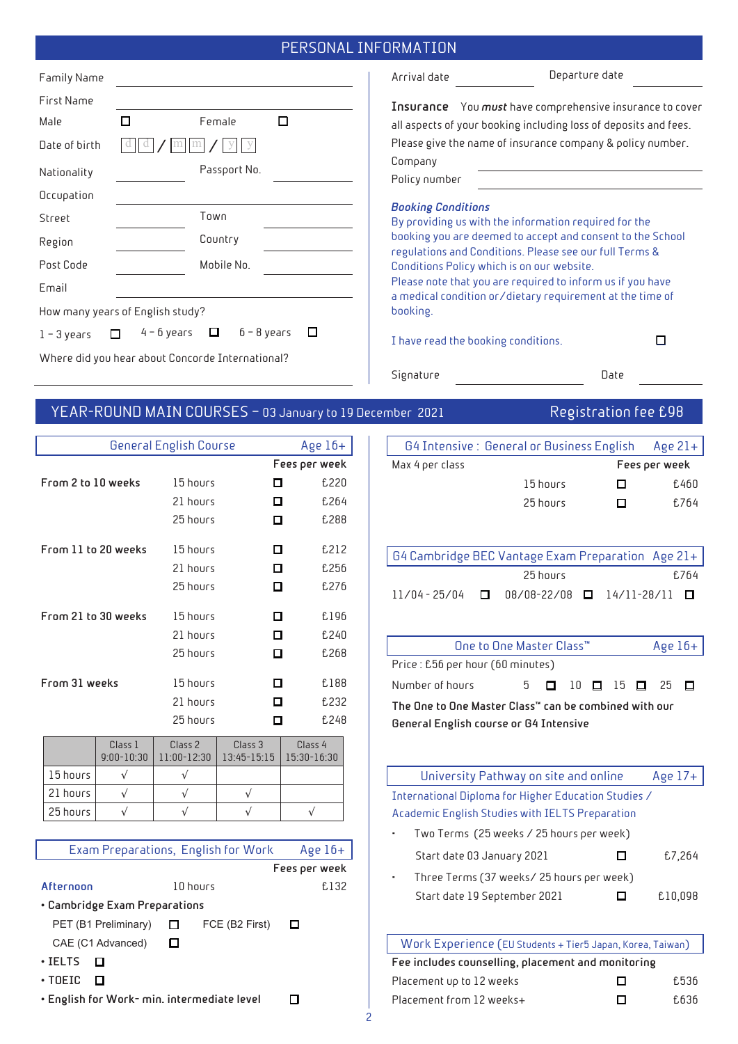## PERSONAL INFORMATION

Family Name

First Name

Male ☐ Female ☐

Date of birth d d / m m / y y

Nationality Passport No.

Occupation

Street Town

Region Country

Post Code Mobile No.

Email

How many years of English study?

1 – 3 years ☐ 4 – 6 years ☐ 6 – 8 years ☐

Where did you hear about Concorde International?

Arrival date Departure date

**Insurance** You ***must*** have comprehensive insurance to cover all aspects of your booking including loss of deposits and fees. Please give the name of insurance company & policy number.

Company

Policy number

***Booking Conditions***

By providing us with the information required for the booking you are deemed to accept and consent to the School regulations and Conditions. Please see our full Terms & Conditions Policy which is on our website.

Please note that you are required to inform us if you have a medical condition or/dietary requirement at the time of booking.

I have read the booking conditions. ☐

Signature Date

## YEAR-ROUND MAIN COURSES – 03 January to 19 December 2021 Registration fee £98

### General English Course Age 16+

| | | | Fees per week |
|---|---|---|---|
| **From 2 to 10 weeks** | 15 hours | ☐ | £220 |
| | 21 hours | ☐ | £264 |
| | 25 hours | ☐ | £288 |
| **From 11 to 20 weeks** | 15 hours | ☐ | £212 |
| | 21 hours | ☐ | £256 |
| | 25 hours | ☐ | £276 |
| **From 21 to 30 weeks** | 15 hours | ☐ | £196 |
| | 21 hours | ☐ | £240 |
| | 25 hours | ☐ | £268 |
| **From 31 weeks** | 15 hours | ☐ | £188 |
| | 21 hours | ☐ | £232 |
| | 25 hours | ☐ | £248 |

| | Class 1 9:00-10:30 | Class 2 11:00-12:30 | Class 3 13:45-15:15 | Class 4 15:30-16:30 |
|---|---|---|---|---|
| 15 hours | √ | √ | | |
| 21 hours | √ | √ | √ | |
| 25 hours | √ | √ | √ | √ |

### Exam Preparations, English for Work Age 16+

Fees per week

Afternoon 10 hours £132

- **Cambridge Exam Preparations**
  - PET (B1 Preliminary) ☐ FCE (B2 First) ☐
  - CAE (C1 Advanced) ☐
- **IELTS** ☐
- **TOEIC** ☐
- **English for Work- min. intermediate level** ☐

### G4 Intensive : General or Business English Age 21+

| Max 4 per class | | | Fees per week |
|---|---|---|---|
| | 15 hours | ☐ | £460 |
| | 25 hours | ☐ | £764 |

### G4 Cambridge BEC Vantage Exam Preparation Age 21+

25 hours £764

11/04 - 25/04 ☐ 08/08-22/08 ☐ 14/11-28/11 ☐

### One to One Master Class™ Age 16+

Price : £56 per hour (60 minutes)

Number of hours 5 ☐ 10 ☐ 15 ☐ 25 ☐

**The One to One Master Class™ can be combined with our General English course or G4 Intensive**

### University Pathway on site and online Age 17+

International Diploma for Higher Education Studies / Academic English Studies with IELTS Preparation

- Two Terms (25 weeks / 25 hours per week)
  Start date 03 January 2021 ☐ £7,264
- Three Terms (37 weeks/ 25 hours per week)
  Start date 19 September 2021 ☐ £10,098

### Work Experience (EU Students + Tier5 Japan, Korea, Taiwan)

**Fee includes counselling, placement and monitoring**

| | | |
|---|---|---|
| Placement up to 12 weeks | ☐ | £536 |
| Placement from 12 weeks+ | ☐ | £636 |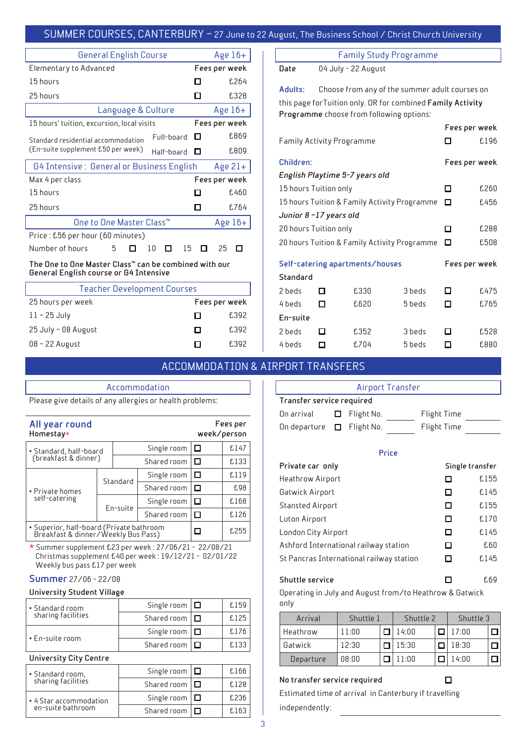# SUMMER COURSES, CANTERBURY – 27 June to 22 August, The Business School / Christ Church University

## General English Course — Age 16+

| Elementary to Advanced | | Fees per week |
|---|---|---|
| 15 hours | ☐ | £264 |
| 25 hours | ☐ | £328 |

## Language & Culture — Age 16+

| 15 hours' tuition, excursion, local visits | | | Fees per week |
|---|---|---|---|
| Standard residential accommodation (En-suite supplement £50 per week) | Full-board | ☐ | £869 |
| | Half-board | ☐ | £809 |

## G4 Intensive : General or Business English — Age 21+

| Max 4 per class | | Fees per week |
|---|---|---|
| 15 hours | ☐ | £460 |
| 25 hours | ☐ | £764 |

## One to One Master Class™ — Age 16+

Price : £56 per hour (60 minutes)

Number of hours 5 ☐ 10 ☐ 15 ☐ 25 ☐

**The One to One Master Class™ can be combined with our General English course or G4 Intensive**

## Teacher Development Courses

| 25 hours per week | | Fees per week |
|---|---|---|
| 11 – 25 July | ☐ | £392 |
| 25 July – 08 August | ☐ | £392 |
| 08 – 22 August | ☐ | £392 |

## Family Study Programme

**Date** 04 July - 22 August

**Adults:** Choose from any of the summer adult courses on this page for Tuition only. OR for combined **Family Activity Programme** choose from following options:

| | | Fees per week |
|---|---|---|
| Family Activity Programme | ☐ | £196 |

**Children:**

| | | Fees per week |
|---|---|---|
| ***English Playtime 5-7 years old*** | | |
| 15 hours Tuition only | ☐ | £260 |
| 15 hours Tuition & Family Activity Programme | ☐ | £456 |
| ***Junior 8 –17 years old*** | | |
| 20 hours Tuition only | ☐ | £288 |
| 20 hours Tuition & Family Activity Programme | ☐ | £508 |

**Self-catering apartments/houses** — Fees per week

| | | | | | |
|---|---|---|---|---|---|
| **Standard** | | | | | |
| 2 beds | ☐ | £330 | 3 beds | ☐ | £475 |
| 4 beds | ☐ | £620 | 5 beds | ☐ | £765 |
| **En-suite** | | | | | |
| 2 beds | ☐ | £352 | 3 beds | ☐ | £528 |
| 4 beds | ☐ | £704 | 5 beds | ☐ | £880 |

# ACCOMMODATION & AIRPORT TRANSFERS

## Accommodation

Please give details of any allergies or health problems:

### All year round

**Homestay*** — Fees per week/person

| | | | | |
|---|---|---|---|---|
| • Standard, half-board (breakfast & dinner) | | Single room | ☐ | £147 |
| | | Shared room | ☐ | £133 |
| • Private homes self-catering | Standard | Single room | ☐ | £119 |
| | | Shared room | ☐ | £98 |
| | En-suite | Single room | ☐ | £168 |
| | | Shared room | ☐ | £126 |
| • Superior, half-board (Private bathroom Breakfast & dinner/Weekly Bus Pass) | | | ☐ | £255 |

\* Summer supplement £23 per week : 27/06/21 - 22/08/21
Christmas supplement £40 per week : 19/12/21 - 02/01/22
Weekly bus pass £17 per week

### Summer 27/06 - 22/08

**University Student Village**

| | | | |
|---|---|---|---|
| • Standard room sharing facilities | Single room | ☐ | £159 |
| | Shared room | ☐ | £125 |
| • En-suite room | Single room | ☐ | £176 |
| | Shared room | ☐ | £133 |

**University City Centre**

| | | | |
|---|---|---|---|
| • Standard room, sharing facilities | Single room | ☐ | £166 |
| | Shared room | ☐ | £128 |
| • 4 Star accommodation en-suite bathroom | Single room | ☐ | £236 |
| | Shared room | ☐ | £163 |

## Airport Transfer

**Transfer service required**

On arrival ☐ Flight No. ________ Flight Time ________

On departure ☐ Flight No. ________ Flight Time ________

### Price

| **Private car only** | | Single transfer |
|---|---|---|
| Heathrow Airport | ☐ | £155 |
| Gatwick Airport | ☐ | £145 |
| Stansted Airport | ☐ | £155 |
| Luton Airport | ☐ | £170 |
| London City Airport | ☐ | £145 |
| Ashford International railway station | ☐ | £60 |
| St Pancras International railway station | ☐ | £145 |

| **Shuttle service** | ☐ | £69 |
|---|---|---|

Operating in July and August from/to Heathrow & Gatwick only

| Arrival | Shuttle 1 | | Shuttle 2 | | Shuttle 3 | |
|---|---|---|---|---|---|---|
| Heathrow | 11:00 | ☐ | 14:00 | ☐ | 17:00 | ☐ |
| Gatwick | 12:30 | ☐ | 15:30 | ☐ | 18:30 | ☐ |
| Departure | 08:00 | ☐ | 11:00 | ☐ | 14:00 | ☐ |

**No transfer service required** ☐

Estimated time of arrival in Canterbury if travelling independently: ________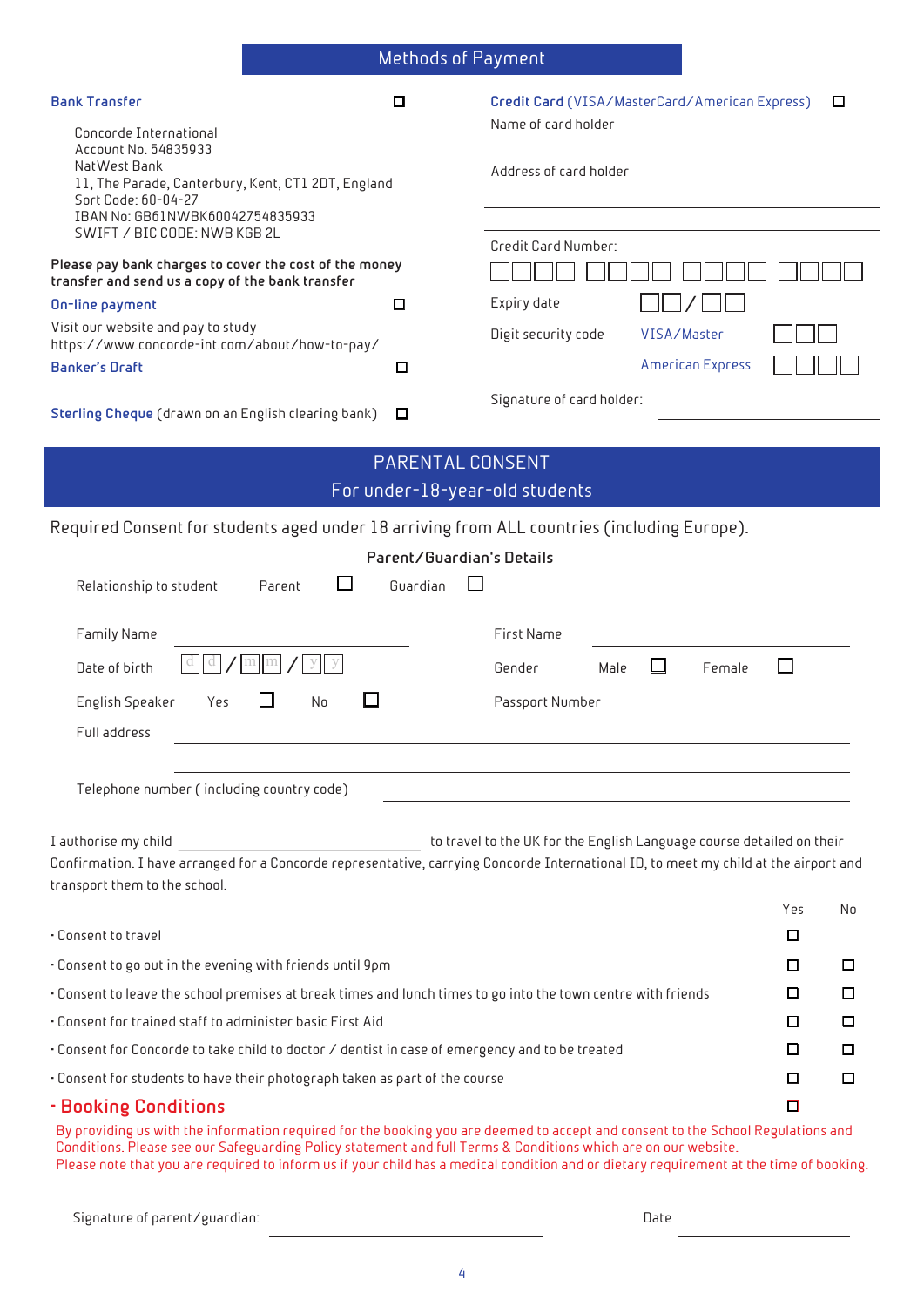## Methods of Payment

**Bank Transfer** ☐

Concorde International
Account No. 54835933
NatWest Bank
11, The Parade, Canterbury, Kent, CT1 2DT, England
Sort Code: 60-04-27
IBAN No: GB61NWBK60042754835933
SWIFT / BIC CODE: NWB KGB 2L

**Please pay bank charges to cover the cost of the money transfer and send us a copy of the bank transfer**

**On-line payment** ☐

Visit our website and pay to study
https://www.concorde-int.com/about/how-to-pay/

**Banker's Draft** ☐

**Sterling Cheque** (drawn on an English clearing bank) ☐

**Credit Card** (VISA/MasterCard/American Express) ☐

Name of card holder

Address of card holder

Credit Card Number: ☐☐☐☐ ☐☐☐☐ ☐☐☐☐ ☐☐☐☐

Expiry date ☐☐ / ☐☐

Digit security code VISA/Master ☐☐☐

American Express ☐☐☐☐

Signature of card holder: ____________________

## PARENTAL CONSENT
## For under-18-year-old students

Required Consent for students aged under 18 arriving from ALL countries (including Europe).

### Parent/Guardian's Details

Relationship to student Parent ☐ Guardian ☐

Family Name ____________________ First Name ____________________

Date of birth d d / m m / y y Gender Male ☐ Female ☐

English Speaker Yes ☐ No ☐ Passport Number ____________________

Full address ____________________

Telephone number ( including country code) ____________________

I authorise my child ____________________ to travel to the UK for the English Language course detailed on their Confirmation. I have arranged for a Concorde representative, carrying Concorde International ID, to meet my child at the airport and transport them to the school.

| | Yes | No |
|---|---|---|
| - Consent to travel | ☐ | |
| - Consent to go out in the evening with friends until 9pm | ☐ | ☐ |
| - Consent to leave the school premises at break times and lunch times to go into the town centre with friends | ☐ | ☐ |
| - Consent for trained staff to administer basic First Aid | ☐ | ☐ |
| - Consent for Concorde to take child to doctor / dentist in case of emergency and to be treated | ☐ | ☐ |
| - Consent for students to have their photograph taken as part of the course | ☐ | ☐ |
| - **Booking Conditions** | ☐ | |

By providing us with the information required for the booking you are deemed to accept and consent to the School Regulations and Conditions. Please see our Safeguarding Policy statement and full Terms & Conditions which are on our website.
Please note that you are required to inform us if your child has a medical condition and or dietary requirement at the time of booking.

Signature of parent/guardian: ____________________ Date ____________________